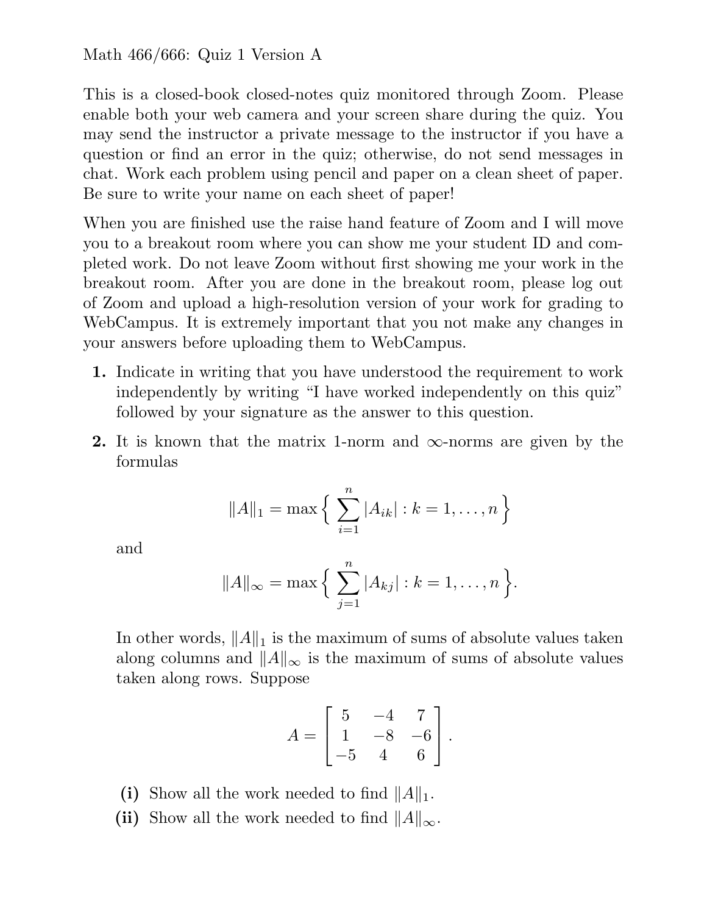Math 466/666: Quiz 1 Version A

This is a closed-book closed-notes quiz monitored through Zoom. Please enable both your web camera and your screen share during the quiz. You may send the instructor a private message to the instructor if you have a question or find an error in the quiz; otherwise, do not send messages in chat. Work each problem using pencil and paper on a clean sheet of paper. Be sure to write your name on each sheet of paper!

When you are finished use the raise hand feature of Zoom and I will move you to a breakout room where you can show me your student ID and completed work. Do not leave Zoom without first showing me your work in the breakout room. After you are done in the breakout room, please log out of Zoom and upload a high-resolution version of your work for grading to WebCampus. It is extremely important that you not make any changes in your answers before uploading them to WebCampus.

**1.** Indicate in writing that you have understood the requirement to work independently by writing "I have worked independently on this quiz" followed by your signature as the answer to this question.

**2.** It is known that the matrix 1-norm and $\infty$-norms are given by the formulas

$$\|A\|_1 = \max\Big\{ \sum_{i=1}^{n} |A_{ik}| : k = 1, \ldots, n \Big\}$$

and

$$\|A\|_\infty = \max\Big\{ \sum_{j=1}^{n} |A_{kj}| : k = 1, \ldots, n \Big\}.$$

In other words, $\|A\|_1$ is the maximum of sums of absolute values taken along columns and $\|A\|_\infty$ is the maximum of sums of absolute values taken along rows. Suppose

$$A = \begin{bmatrix} 5 & -4 & 7 \\ 1 & -8 & -6 \\ -5 & 4 & 6 \end{bmatrix}.$$

**(i)** Show all the work needed to find $\|A\|_1$.

**(ii)** Show all the work needed to find $\|A\|_\infty$.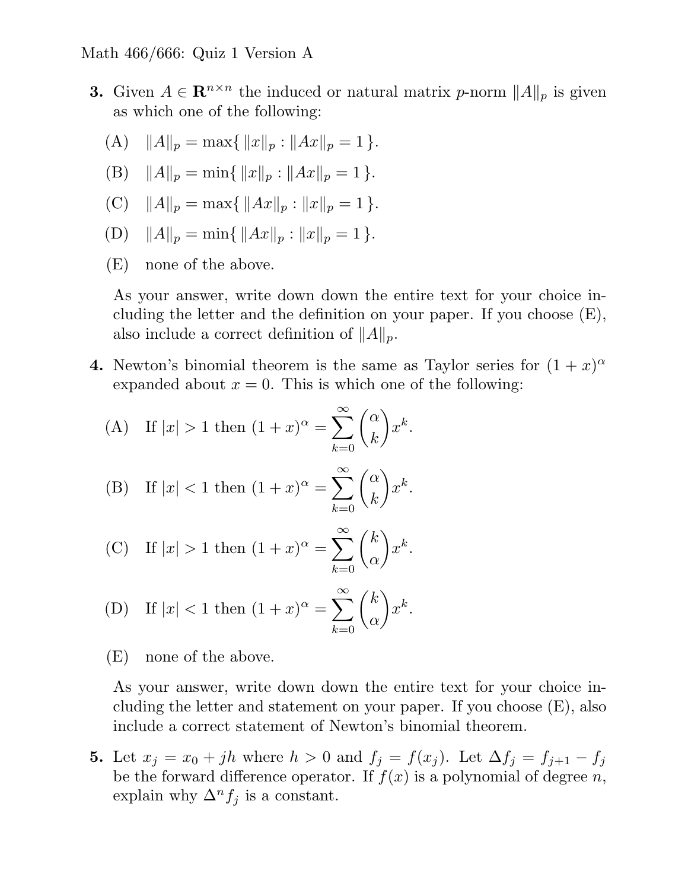**3.** Given $A \in \mathbf{R}^{n\times n}$ the induced or natural matrix $p$-norm $\|A\|_p$ is given as which one of the following:

(A) $\|A\|_p = \max\{\, \|x\|_p : \|Ax\|_p = 1\,\}$.

(B) $\|A\|_p = \min\{\, \|x\|_p : \|Ax\|_p = 1\,\}$.

(C) $\|A\|_p = \max\{\, \|Ax\|_p : \|x\|_p = 1\,\}$.

(D) $\|A\|_p = \min\{\, \|Ax\|_p : \|x\|_p = 1\,\}$.

(E) none of the above.

As your answer, write down down the entire text for your choice including the letter and the definition on your paper. If you choose (E), also include a correct definition of $\|A\|_p$.

**4.** Newton's binomial theorem is the same as Taylor series for $(1+x)^\alpha$ expanded about $x = 0$. This is which one of the following:

(A) If $|x| > 1$ then $(1+x)^\alpha = \displaystyle\sum_{k=0}^{\infty} \binom{\alpha}{k} x^k$.

(B) If $|x| < 1$ then $(1+x)^\alpha = \displaystyle\sum_{k=0}^{\infty} \binom{\alpha}{k} x^k$.

(C) If $|x| > 1$ then $(1+x)^\alpha = \displaystyle\sum_{k=0}^{\infty} \binom{k}{\alpha} x^k$.

(D) If $|x| < 1$ then $(1+x)^\alpha = \displaystyle\sum_{k=0}^{\infty} \binom{k}{\alpha} x^k$.

(E) none of the above.

As your answer, write down down the entire text for your choice including the letter and statement on your paper. If you choose (E), also include a correct statement of Newton's binomial theorem.

**5.** Let $x_j = x_0 + jh$ where $h > 0$ and $f_j = f(x_j)$. Let $\Delta f_j = f_{j+1} - f_j$ be the forward difference operator. If $f(x)$ is a polynomial of degree $n$, explain why $\Delta^n f_j$ is a constant.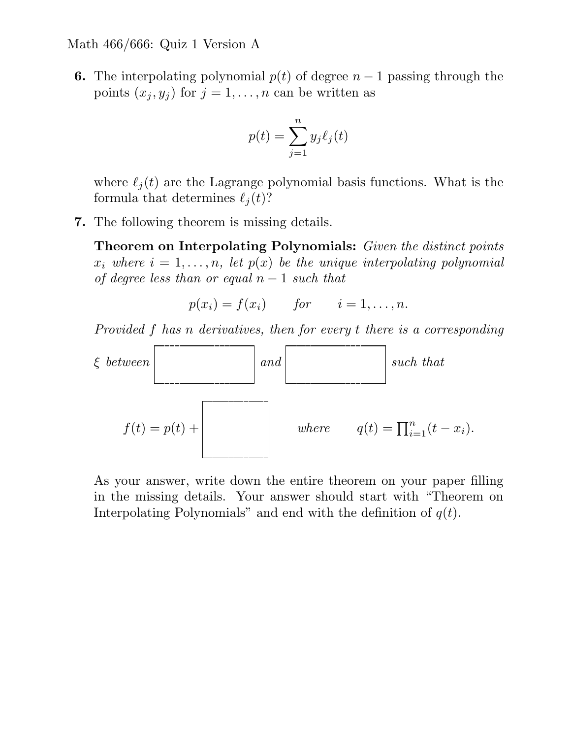**6.** The interpolating polynomial $p(t)$ of degree $n-1$ passing through the points $(x_j, y_j)$ for $j = 1, \ldots, n$ can be written as

$$p(t) = \sum_{j=1}^{n} y_j \ell_j(t)$$

where $\ell_j(t)$ are the Lagrange polynomial basis functions. What is the formula that determines $\ell_j(t)$?

**7.** The following theorem is missing details.

**Theorem on Interpolating Polynomials:** *Given the distinct points $x_i$ where $i = 1, \ldots, n$, let $p(x)$ be the unique interpolating polynomial of degree less than or equal $n-1$ such that*

$$p(x_i) = f(x_i) \qquad \text{for} \qquad i = 1, \ldots, n.$$

*Provided $f$ has $n$ derivatives, then for every $t$ there is a corresponding $\xi$ between* [ ] *and* [ ] *such that*

$$f(t) = p(t) + \boxed{\phantom{xx}} \qquad \text{where} \qquad q(t) = \prod_{i=1}^{n}(t - x_i).$$

As your answer, write down the entire theorem on your paper filling in the missing details. Your answer should start with "Theorem on Interpolating Polynomials" and end with the definition of $q(t)$.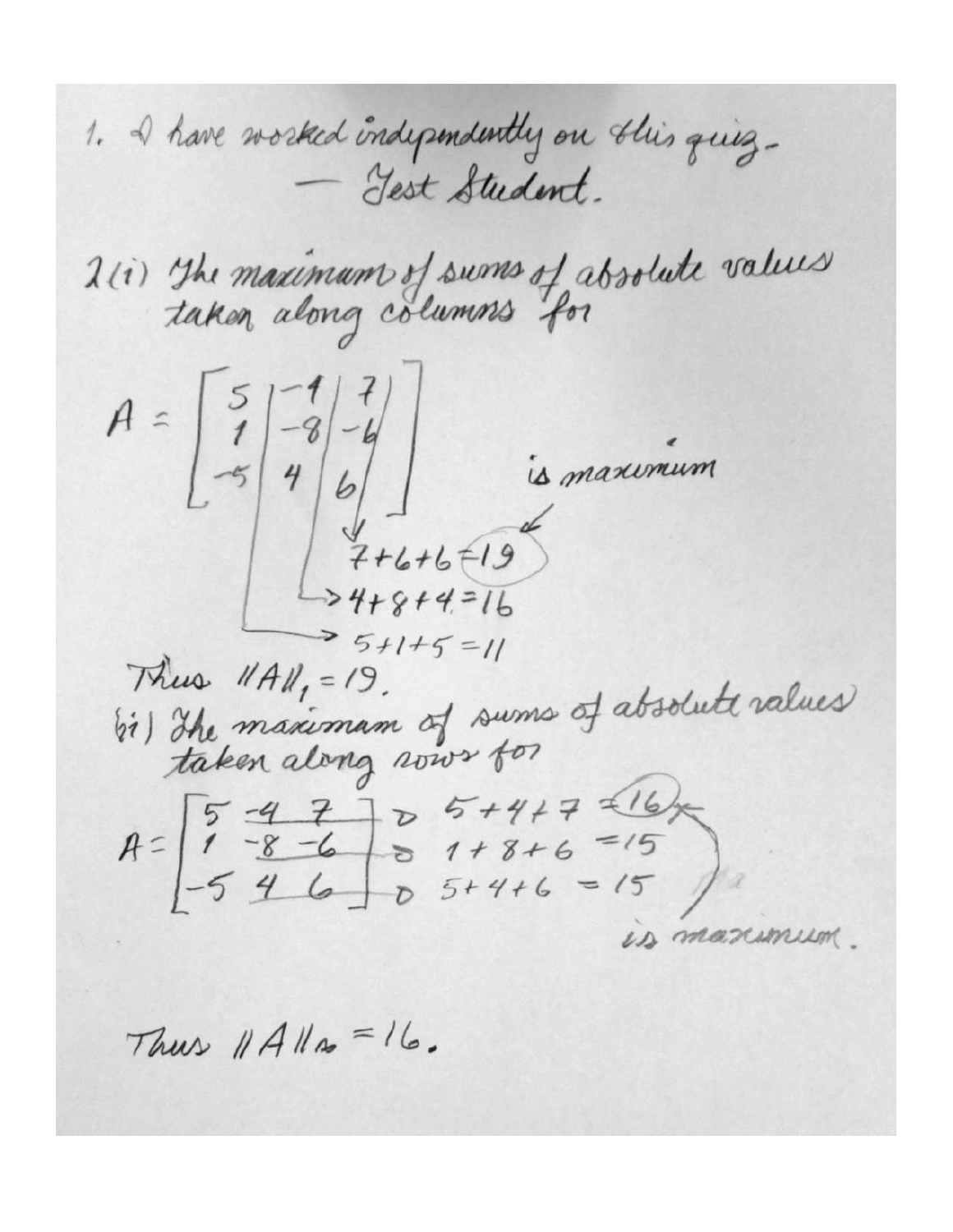1. I have worked independently on this quiz.
— Test Student.

2(i) The maximum of sums of absolute values taken along columns for

$$A = \begin{bmatrix} 5 & -4 & 7 \\ 1 & -8 & -6 \\ -5 & 4 & 6 \end{bmatrix}$$

$7+6+6 = 19$ ← is maximum

$4+8+4 = 16$

$5+1+5 = 11$

Thus $\|A\|_1 = 19$.

(ii) The maximum of sums of absolute values taken along rows for

$$A = \begin{bmatrix} 5 & -4 & 7 \\ 1 & -8 & -6 \\ -5 & 4 & 6 \end{bmatrix}$$

$5+4+7 = 16$ ← is maximum.

$1+8+6 = 15$

$5+4+6 = 15$

Thus $\|A\|_\infty = 16$.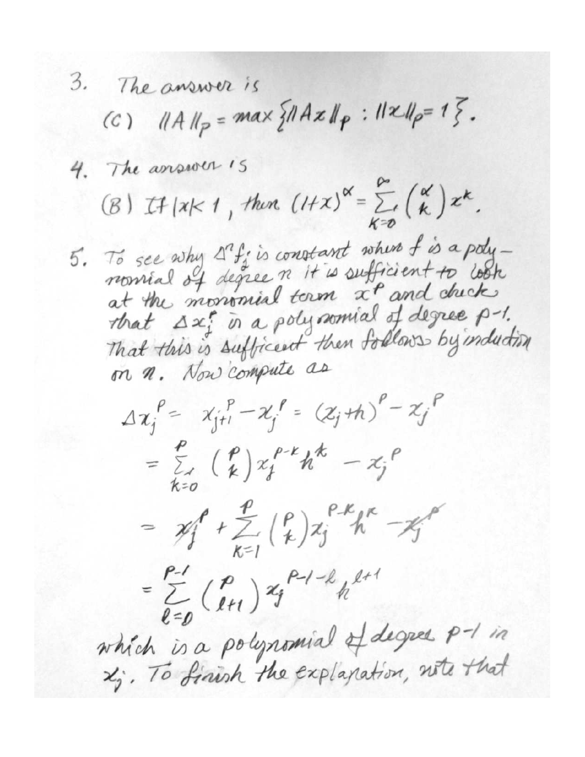3. The answer is

(C) $\|A\|_p = \max\{\|Ax\|_p : \|x\|_p = 1\}$.

4. The answer is

(B) If $|x| < 1$, then $(1+x)^\alpha = \sum_{k=0}^{\infty} \binom{\alpha}{k} x^k$.

5. To see why $\Delta^n f_j$ is constant when $f$ is a polynomial of degree $n$ it is sufficient to look at the monomial term $x^p$ and check that $\Delta x_j^p$ is a polynomial of degree $p-1$. That this is sufficient then follows by induction on $n$. Now compute as

$$\Delta x_j^p = x_{j+1}^p - x_j^p = (x_j + h)^p - x_j^p$$

$$= \sum_{k=0}^{p} \binom{p}{k} x_j^{p-k} h^k - x_j^p$$

$$= x_j^p + \sum_{k=1}^{p} \binom{p}{k} x_j^{p-k} h^k - x_j^p$$

$$= \sum_{\ell=0}^{p-1} \binom{p}{\ell+1} x_j^{p-1-\ell} h^{\ell+1}$$

which is a polynomial of degree $p-1$ in $x_j$. To finish the explanation, note that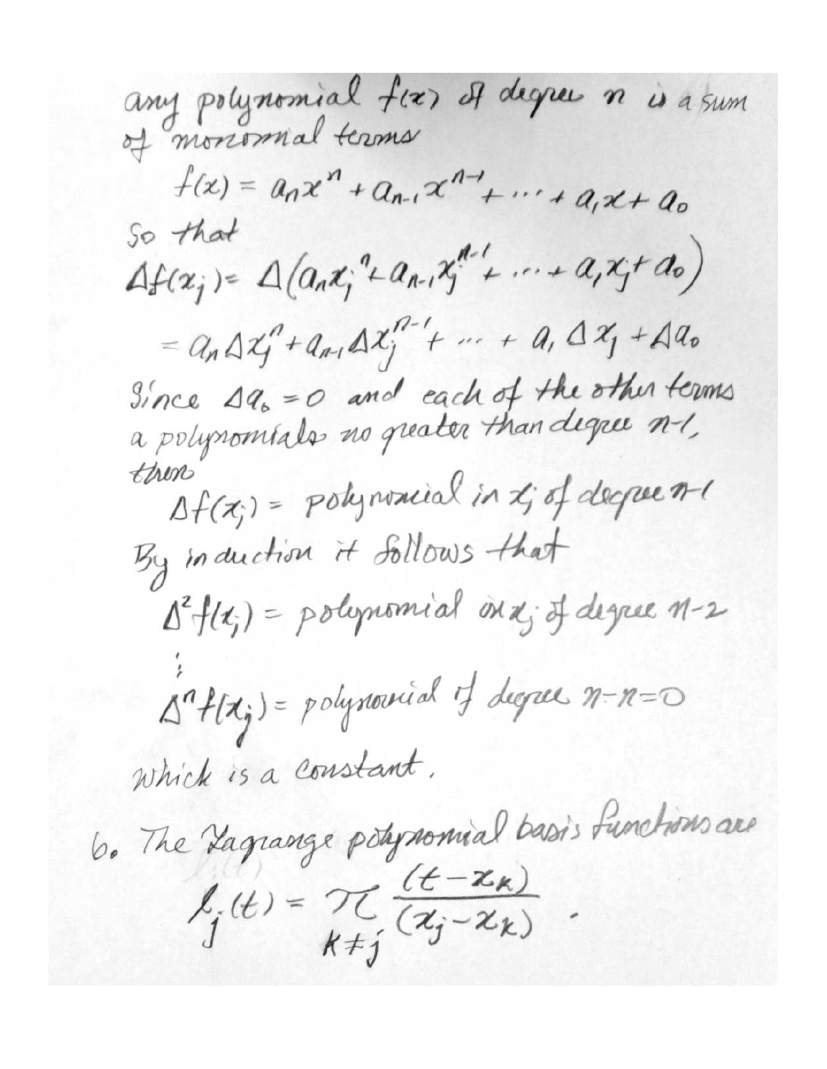any polynomial $f(x)$ of degree $n$ is a sum of monomial terms

$$f(x) = a_n x^n + a_{n-1} x^{n-1} + \cdots + a_1 x + a_0$$

So that

$$\Delta f(x_j) = \Delta\left(a_n x_j^n + a_{n-1} x_j^{n-1} + \cdots + a_1 x_j + a_0\right)$$

$$= a_n \Delta x_j^n + a_{n-1} \Delta x_j^{n-1} + \cdots + a_1 \Delta x_j + \Delta a_0$$

Since $\Delta a_0 = 0$ and each of the other terms a polynomials no greater than degree $n-1$, then

$$\Delta f(x_j) = \text{polynomial in } x_j \text{ of degree } n-1$$

By induction it follows that

$$\Delta^2 f(x_j) = \text{polynomial in } x_j \text{ of degree } n-2$$

$$\vdots$$

$$\Delta^n f(x_j) = \text{polynomial of degree } n-n=0$$

which is a constant.

6. The Lagrange polynomial basis functions are

$$l_j(t) = \prod_{k \neq j} \frac{(t - x_k)}{(x_j - x_k)}.$$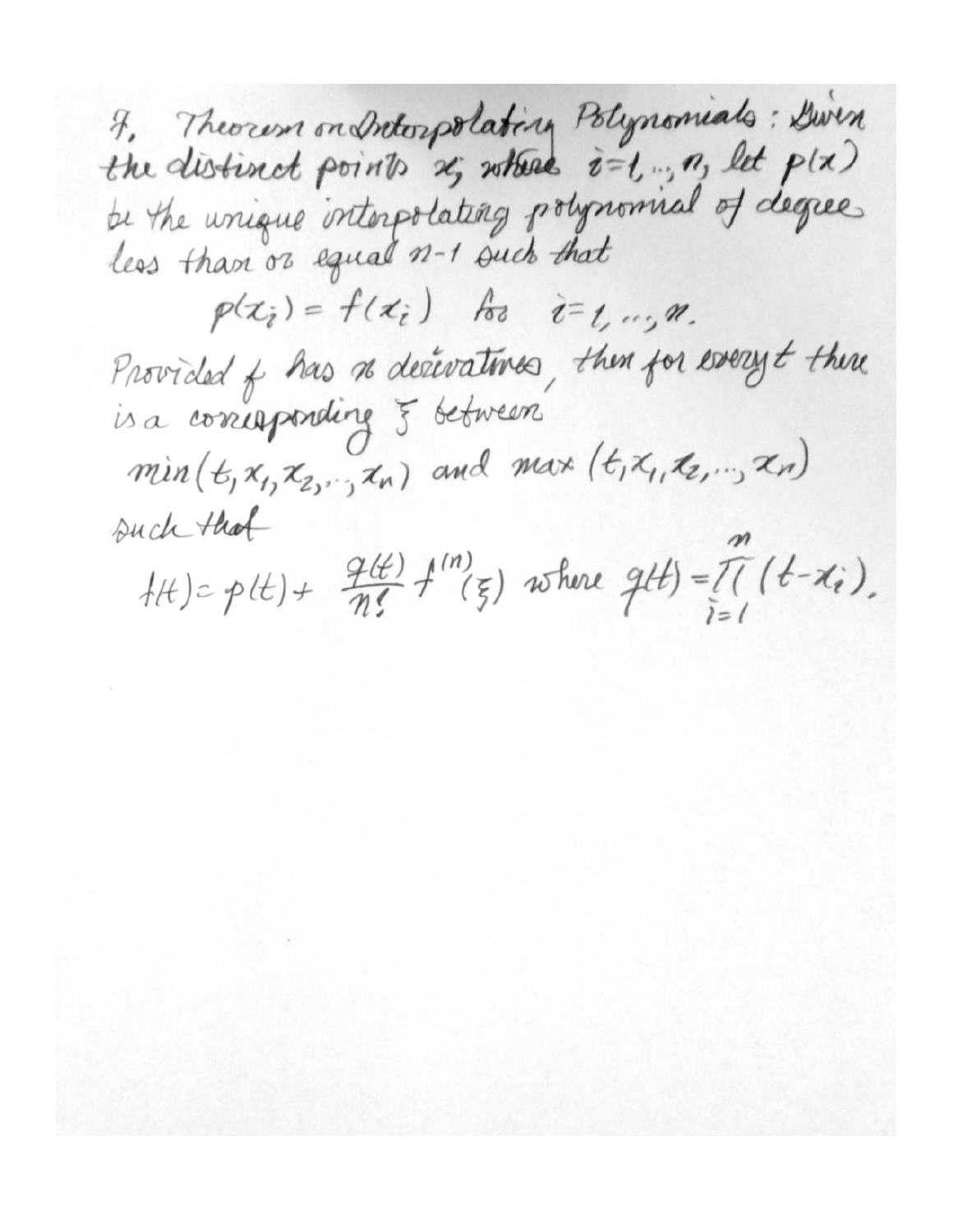7. Theorem on Interpolating Polynomials: Given the distinct points $x_i$ where $i = 1, \ldots, n$, let $p(x)$ be the unique interpolating polynomial of degree less than or equal $n-1$ such that

$$p(x_i) = f(x_i) \quad \text{for} \quad i = 1, \ldots, n.$$

Provided $f$ has $n$ derivatives, then for every $t$ there is a corresponding $\xi$ between

$\min(t, x_1, x_2, \ldots, x_n)$ and $\max(t, x_1, x_2, \ldots, x_n)$

such that

$$f(t) = p(t) + \frac{q(t)}{n!} f^{(n)}(\xi) \text{ where } q(t) = \prod_{i=1}^{n} (t - x_i).$$